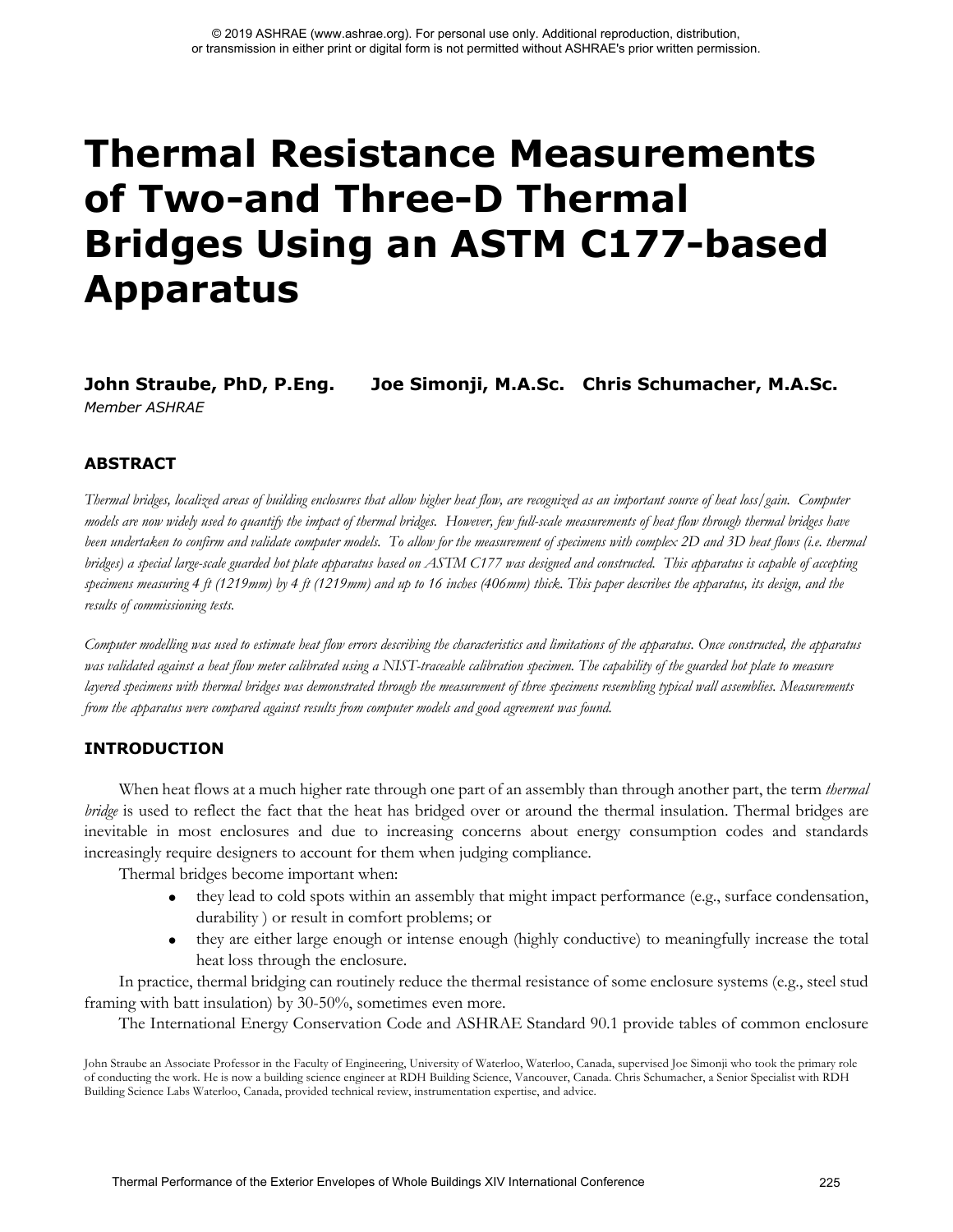© 2019 ASHRAE (www.ashrae.org). For personal use only. Additional reproduction, distribution, or transmission in either print or digital form is not permitted without ASHRAE's prior written permission.

# Thermal Resistance Measurements of Two-and Three-D Thermal Bridges Using an ASTM C177-based Apparatus

**John Straube, PhD, P.Eng.** *Member ASHRAE*  **Joe Simonji, M.A.Sc.**  **Chris Schumacher, M.A.Sc.**

## ABSTRACT

*Thermal bridges, localized areas of building enclosures that allow higher heat flow, are recognized as an important source of heat loss/gain. Computer models are now widely used to quantify the impact of thermal bridges. However, few full-scale measurements of heat flow through thermal bridges have been undertaken to confirm and validate computer models. To allow for the measurement of specimens with complex 2D and 3D heat flows (i.e. thermal bridges) a special large-scale guarded hot plate apparatus based on ASTM C177 was designed and constructed. This apparatus is capable of accepting specimens measuring 4 ft (1219mm) by 4 ft (1219mm) and up to 16 inches (406mm) thick. This paper describes the apparatus, its design, and the results of commissioning tests.*

*Computer modelling was used to estimate heat flow errors describing the characteristics and limitations of the apparatus. Once constructed, the apparatus was validated against a heat flow meter calibrated using a NIST-traceable calibration specimen. The capability of the guarded hot plate to measure layered specimens with thermal bridges was demonstrated through the measurement of three specimens resembling typical wall assemblies. Measurements from the apparatus were compared against results from computer models and good agreement was found.*

## INTRODUCTION

When heat flows at a much higher rate through one part of an assembly than through another part, the term *thermal bridge* is used to reflect the fact that the heat has bridged over or around the thermal insulation. Thermal bridges are inevitable in most enclosures and due to increasing concerns about energy consumption codes and standards increasingly require designers to account for them when judging compliance.

Thermal bridges become important when:

- they lead to cold spots within an assembly that might impact performance (e.g., surface condensation, durability ) or result in comfort problems; or
- they are either large enough or intense enough (highly conductive) to meaningfully increase the total heat loss through the enclosure.

In practice, thermal bridging can routinely reduce the thermal resistance of some enclosure systems (e.g., steel stud framing with batt insulation) by 30-50%, sometimes even more.

The International Energy Conservation Code and ASHRAE Standard 90.1 provide tables of common enclosure

John Straube an Associate Professor in the Faculty of Engineering, University of Waterloo, Waterloo, Canada, supervised Joe Simonji who took the primary role of conducting the work. He is now a building science engineer at RDH Building Science, Vancouver, Canada. Chris Schumacher, a Senior Specialist with RDH Building Science Labs Waterloo, Canada, provided technical review, instrumentation expertise, and advice.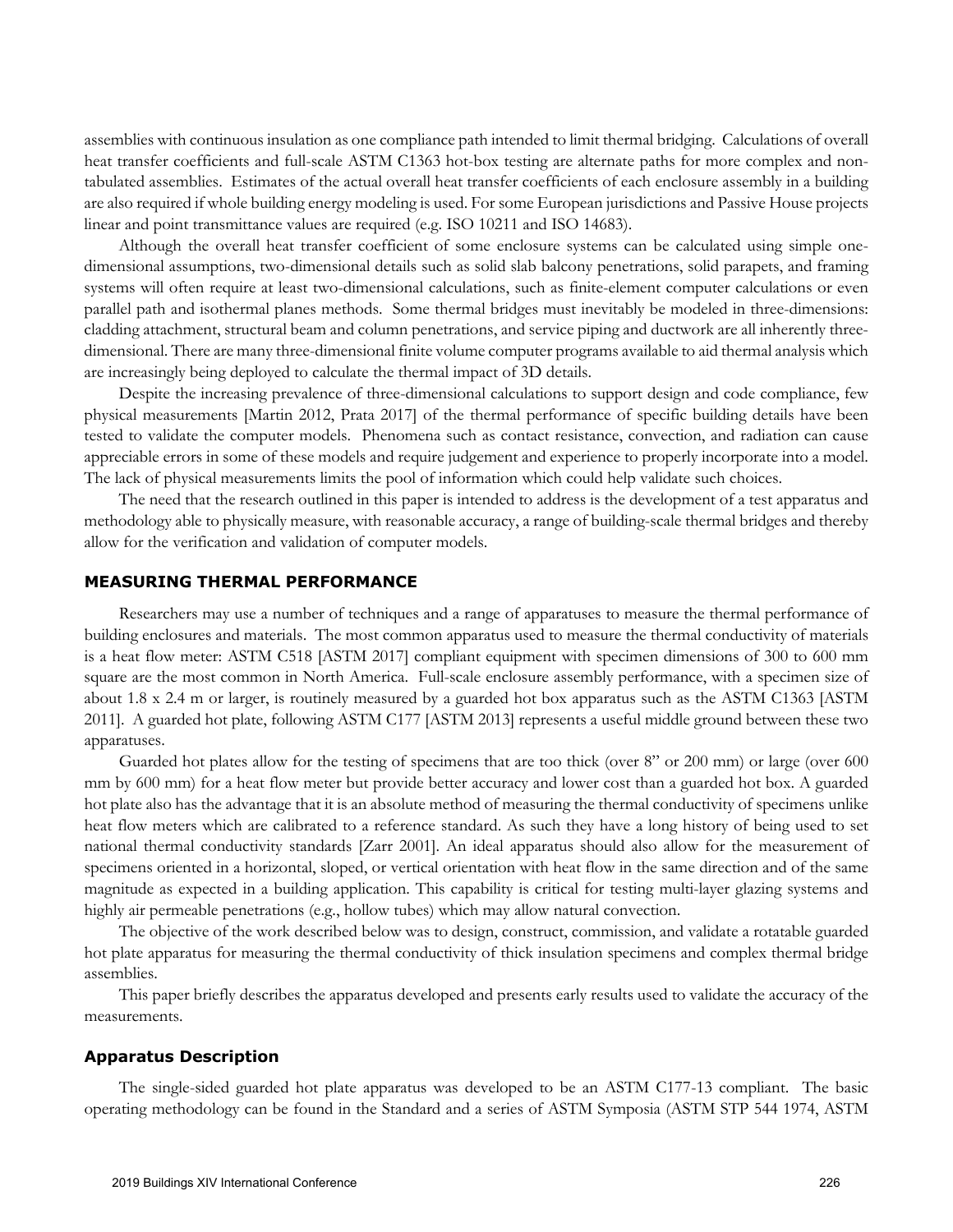assemblies with continuous insulation as one compliance path intended to limit thermal bridging. Calculations of overall heat transfer coefficients and full-scale ASTM C1363 hot-box testing are alternate paths for more complex and non-tabulated assemblies. Estimates of the actual overall heat transfer coefficients of each enclosure assembly in a building are also required if whole building energy modeling is used. For some European jurisdictions and Passive House projects linear and point transmittance values are required (e.g. ISO 10211 and ISO 14683).

Although the overall heat transfer coefficient of some enclosure systems can be calculated using simple one-dimensional assumptions, two-dimensional details such as solid slab balcony penetrations, solid parapets, and framing systems will often require at least two-dimensional calculations, such as finite-element computer calculations or even parallel path and isothermal planes methods. Some thermal bridges must inevitably be modeled in three-dimensions: cladding attachment, structural beam and column penetrations, and service piping and ductwork are all inherently three-dimensional. There are many three-dimensional finite volume computer programs available to aid thermal analysis which are increasingly being deployed to calculate the thermal impact of 3D details.

Despite the increasing prevalence of three-dimensional calculations to support design and code compliance, few physical measurements [Martin 2012, Prata 2017] of the thermal performance of specific building details have been tested to validate the computer models. Phenomena such as contact resistance, convection, and radiation can cause appreciable errors in some of these models and require judgement and experience to properly incorporate into a model. The lack of physical measurements limits the pool of information which could help validate such choices.

The need that the research outlined in this paper is intended to address is the development of a test apparatus and methodology able to physically measure, with reasonable accuracy, a range of building-scale thermal bridges and thereby allow for the verification and validation of computer models.

## MEASURING THERMAL PERFORMANCE

Researchers may use a number of techniques and a range of apparatuses to measure the thermal performance of building enclosures and materials. The most common apparatus used to measure the thermal conductivity of materials is a heat flow meter: ASTM C518 [ASTM 2017] compliant equipment with specimen dimensions of 300 to 600 mm square are the most common in North America. Full-scale enclosure assembly performance, with a specimen size of about 1.8 x 2.4 m or larger, is routinely measured by a guarded hot box apparatus such as the ASTM C1363 [ASTM 2011]. A guarded hot plate, following ASTM C177 [ASTM 2013] represents a useful middle ground between these two apparatuses.

Guarded hot plates allow for the testing of specimens that are too thick (over 8" or 200 mm) or large (over 600 mm by 600 mm) for a heat flow meter but provide better accuracy and lower cost than a guarded hot box. A guarded hot plate also has the advantage that it is an absolute method of measuring the thermal conductivity of specimens unlike heat flow meters which are calibrated to a reference standard. As such they have a long history of being used to set national thermal conductivity standards [Zarr 2001]. An ideal apparatus should also allow for the measurement of specimens oriented in a horizontal, sloped, or vertical orientation with heat flow in the same direction and of the same magnitude as expected in a building application. This capability is critical for testing multi-layer glazing systems and highly air permeable penetrations (e.g., hollow tubes) which may allow natural convection.

The objective of the work described below was to design, construct, commission, and validate a rotatable guarded hot plate apparatus for measuring the thermal conductivity of thick insulation specimens and complex thermal bridge assemblies.

This paper briefly describes the apparatus developed and presents early results used to validate the accuracy of the measurements.

### Apparatus Description

The single-sided guarded hot plate apparatus was developed to be an ASTM C177-13 compliant. The basic operating methodology can be found in the Standard and a series of ASTM Symposia (ASTM STP 544 1974, ASTM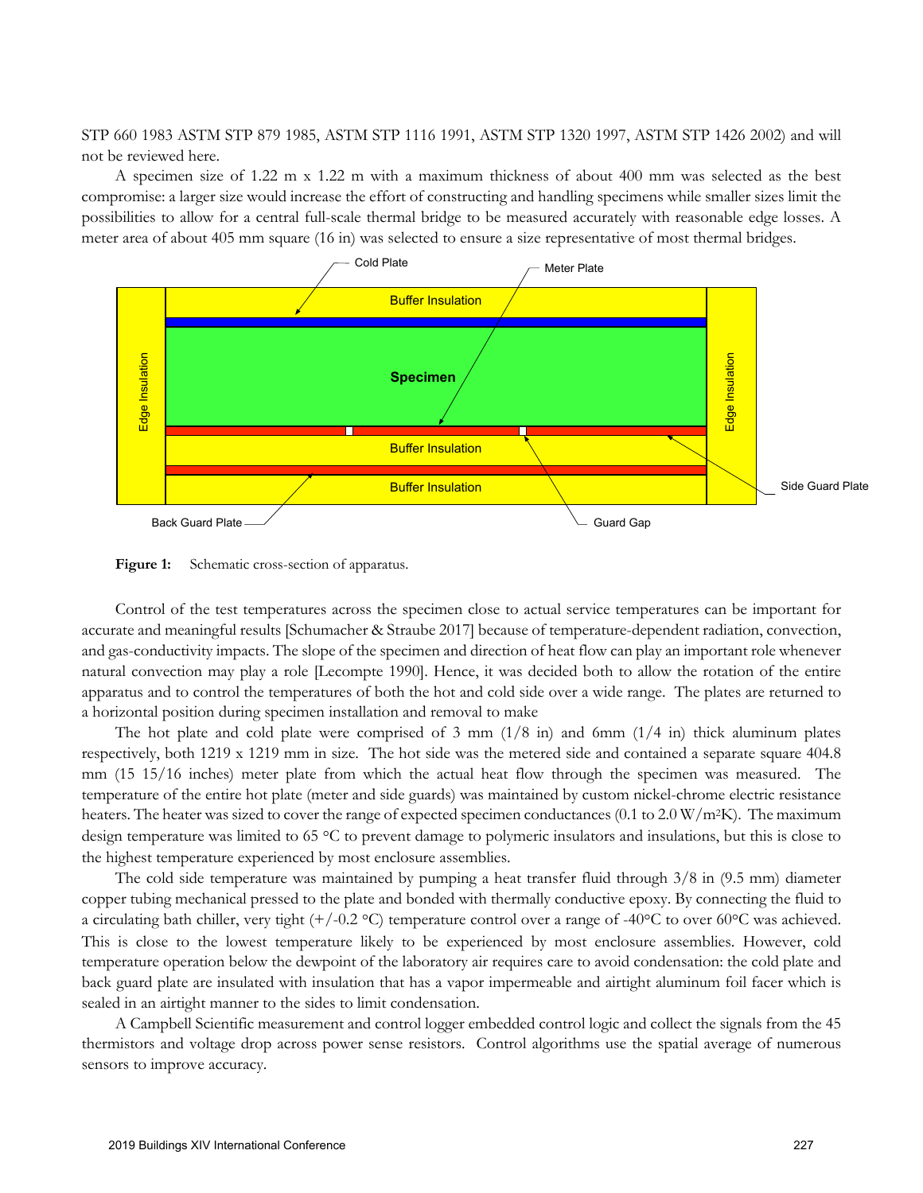STP 660 1983 ASTM STP 879 1985, ASTM STP 1116 1991, ASTM STP 1320 1997, ASTM STP 1426 2002) and will not be reviewed here.

A specimen size of 1.22 m x 1.22 m with a maximum thickness of about 400 mm was selected as the best compromise: a larger size would increase the effort of constructing and handling specimens while smaller sizes limit the possibilities to allow for a central full-scale thermal bridge to be measured accurately with reasonable edge losses. A meter area of about 405 mm square (16 in) was selected to ensure a size representative of most thermal bridges.

**Figure 1:** Schematic cross-section of apparatus.

Control of the test temperatures across the specimen close to actual service temperatures can be important for accurate and meaningful results [Schumacher & Straube 2017] because of temperature-dependent radiation, convection, and gas-conductivity impacts. The slope of the specimen and direction of heat flow can play an important role whenever natural convection may play a role [Lecompte 1990]. Hence, it was decided both to allow the rotation of the entire apparatus and to control the temperatures of both the hot and cold side over a wide range. The plates are returned to a horizontal position during specimen installation and removal to make

The hot plate and cold plate were comprised of 3 mm (1/8 in) and 6mm (1/4 in) thick aluminum plates respectively, both 1219 x 1219 mm in size. The hot side was the metered side and contained a separate square 404.8 mm (15 15/16 inches) meter plate from which the actual heat flow through the specimen was measured. The temperature of the entire hot plate (meter and side guards) was maintained by custom nickel-chrome electric resistance heaters. The heater was sized to cover the range of expected specimen conductances (0.1 to 2.0 W/m$^2$K). The maximum design temperature was limited to 65 °C to prevent damage to polymeric insulators and insulations, but this is close to the highest temperature experienced by most enclosure assemblies.

The cold side temperature was maintained by pumping a heat transfer fluid through 3/8 in (9.5 mm) diameter copper tubing mechanical pressed to the plate and bonded with thermally conductive epoxy. By connecting the fluid to a circulating bath chiller, very tight (+/-0.2 °C) temperature control over a range of -40°C to over 60°C was achieved. This is close to the lowest temperature likely to be experienced by most enclosure assemblies. However, cold temperature operation below the dewpoint of the laboratory air requires care to avoid condensation: the cold plate and back guard plate are insulated with insulation that has a vapor impermeable and airtight aluminum foil facer which is sealed in an airtight manner to the sides to limit condensation.

A Campbell Scientific measurement and control logger embedded control logic and collect the signals from the 45 thermistors and voltage drop across power sense resistors. Control algorithms use the spatial average of numerous sensors to improve accuracy.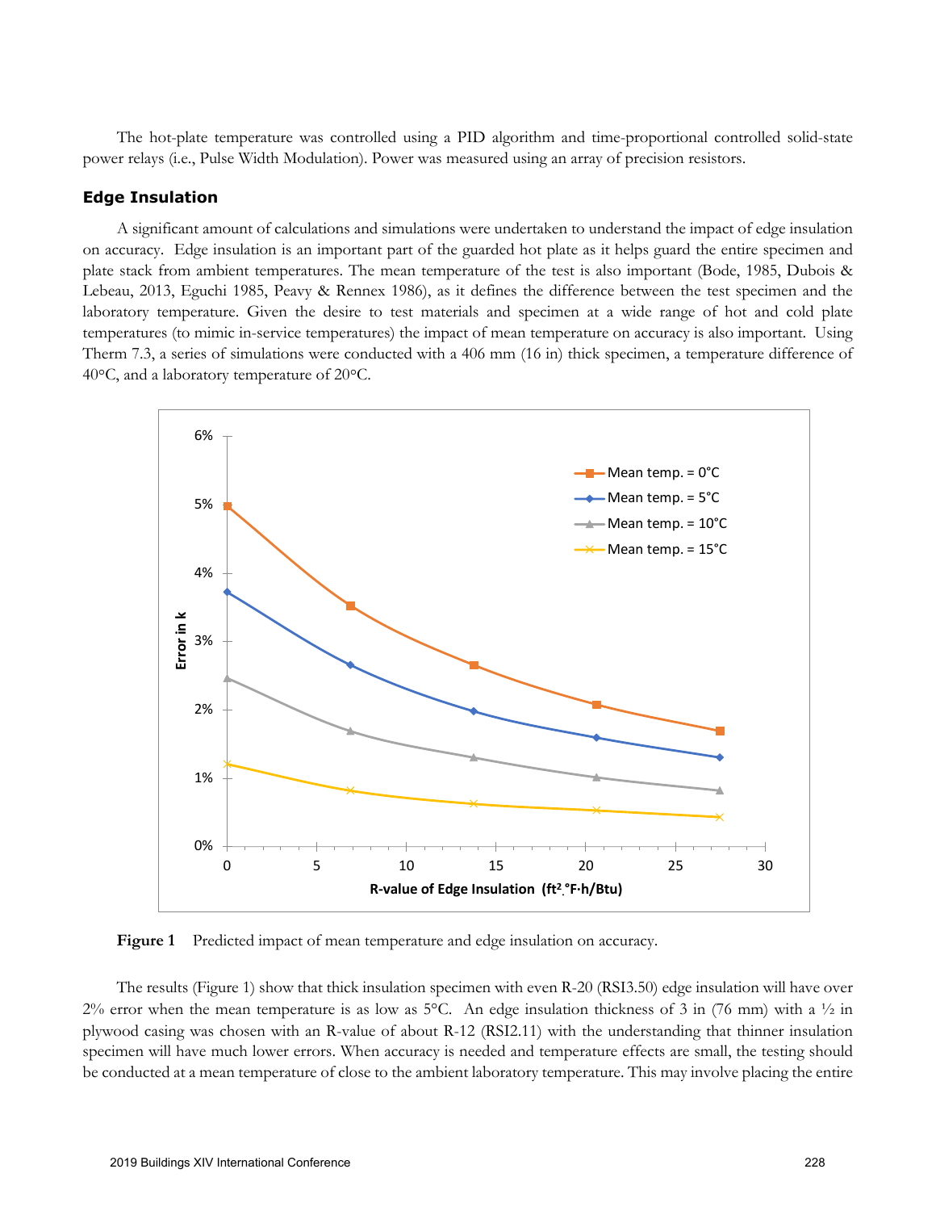The hot-plate temperature was controlled using a PID algorithm and time-proportional controlled solid-state power relays (i.e., Pulse Width Modulation). Power was measured using an array of precision resistors.

### Edge Insulation

A significant amount of calculations and simulations were undertaken to understand the impact of edge insulation on accuracy. Edge insulation is an important part of the guarded hot plate as it helps guard the entire specimen and plate stack from ambient temperatures. The mean temperature of the test is also important (Bode, 1985, Dubois & Lebeau, 2013, Eguchi 1985, Peavy & Rennex 1986), as it defines the difference between the test specimen and the laboratory temperature. Given the desire to test materials and specimen at a wide range of hot and cold plate temperatures (to mimic in-service temperatures) the impact of mean temperature on accuracy is also important. Using Therm 7.3, a series of simulations were conducted with a 406 mm (16 in) thick specimen, a temperature difference of 40°C, and a laboratory temperature of 20°C.

**Figure 1** Predicted impact of mean temperature and edge insulation on accuracy.

The results (Figure 1) show that thick insulation specimen with even R-20 (RSI3.50) edge insulation will have over 2% error when the mean temperature is as low as 5°C. An edge insulation thickness of 3 in (76 mm) with a ½ in plywood casing was chosen with an R-value of about R-12 (RSI2.11) with the understanding that thinner insulation specimen will have much lower errors. When accuracy is needed and temperature effects are small, the testing should be conducted at a mean temperature of close to the ambient laboratory temperature. This may involve placing the entire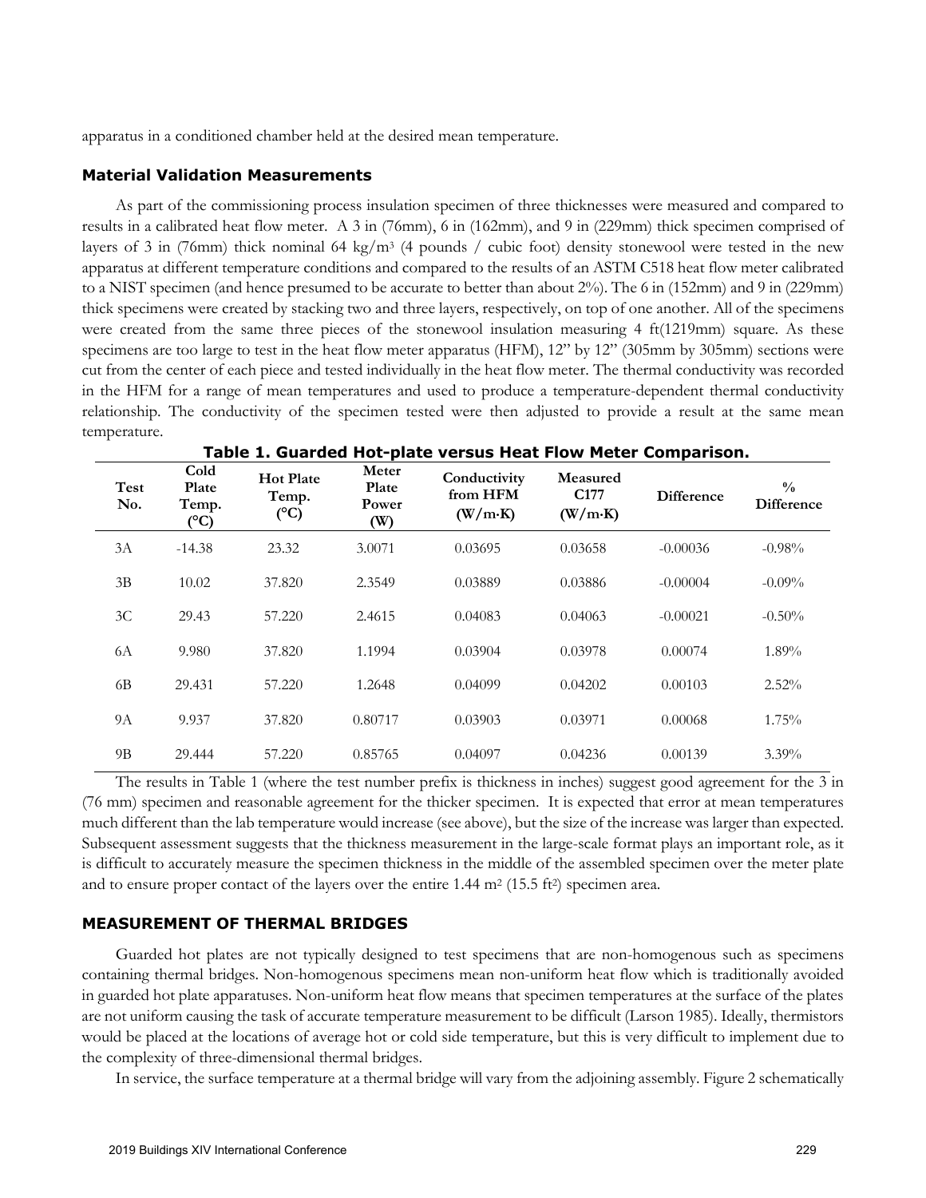apparatus in a conditioned chamber held at the desired mean temperature.

### Material Validation Measurements

As part of the commissioning process insulation specimen of three thicknesses were measured and compared to results in a calibrated heat flow meter. A 3 in (76mm), 6 in (162mm), and 9 in (229mm) thick specimen comprised of layers of 3 in (76mm) thick nominal 64 kg/m$^3$ (4 pounds / cubic foot) density stonewool were tested in the new apparatus at different temperature conditions and compared to the results of an ASTM C518 heat flow meter calibrated to a NIST specimen (and hence presumed to be accurate to better than about 2%). The 6 in (152mm) and 9 in (229mm) thick specimens were created by stacking two and three layers, respectively, on top of one another. All of the specimens were created from the same three pieces of the stonewool insulation measuring 4 ft(1219mm) square. As these specimens are too large to test in the heat flow meter apparatus (HFM), 12" by 12" (305mm by 305mm) sections were cut from the center of each piece and tested individually in the heat flow meter. The thermal conductivity was recorded in the HFM for a range of mean temperatures and used to produce a temperature-dependent thermal conductivity relationship. The conductivity of the specimen tested were then adjusted to provide a result at the same mean temperature.

**Table 1. Guarded Hot-plate versus Heat Flow Meter Comparison.**

| Test No. | Cold Plate Temp. (°C) | Hot Plate Temp. (°C) | Meter Plate Power (W) | Conductivity from HFM (W/m·K) | Measured C177 (W/m·K) | Difference | % Difference |
|---|---|---|---|---|---|---|---|
| 3A | -14.38 | 23.32 | 3.0071 | 0.03695 | 0.03658 | -0.00036 | -0.98% |
| 3B | 10.02 | 37.820 | 2.3549 | 0.03889 | 0.03886 | -0.00004 | -0.09% |
| 3C | 29.43 | 57.220 | 2.4615 | 0.04083 | 0.04063 | -0.00021 | -0.50% |
| 6A | 9.980 | 37.820 | 1.1994 | 0.03904 | 0.03978 | 0.00074 | 1.89% |
| 6B | 29.431 | 57.220 | 1.2648 | 0.04099 | 0.04202 | 0.00103 | 2.52% |
| 9A | 9.937 | 37.820 | 0.80717 | 0.03903 | 0.03971 | 0.00068 | 1.75% |
| 9B | 29.444 | 57.220 | 0.85765 | 0.04097 | 0.04236 | 0.00139 | 3.39% |

The results in Table 1 (where the test number prefix is thickness in inches) suggest good agreement for the 3 in (76 mm) specimen and reasonable agreement for the thicker specimen. It is expected that error at mean temperatures much different than the lab temperature would increase (see above), but the size of the increase was larger than expected. Subsequent assessment suggests that the thickness measurement in the large-scale format plays an important role, as it is difficult to accurately measure the specimen thickness in the middle of the assembled specimen over the meter plate and to ensure proper contact of the layers over the entire 1.44 m$^2$ (15.5 ft$^2$) specimen area.

## MEASUREMENT OF THERMAL BRIDGES

Guarded hot plates are not typically designed to test specimens that are non-homogenous such as specimens containing thermal bridges. Non-homogenous specimens mean non-uniform heat flow which is traditionally avoided in guarded hot plate apparatuses. Non-uniform heat flow means that specimen temperatures at the surface of the plates are not uniform causing the task of accurate temperature measurement to be difficult (Larson 1985). Ideally, thermistors would be placed at the locations of average hot or cold side temperature, but this is very difficult to implement due to the complexity of three-dimensional thermal bridges.

In service, the surface temperature at a thermal bridge will vary from the adjoining assembly. Figure 2 schematically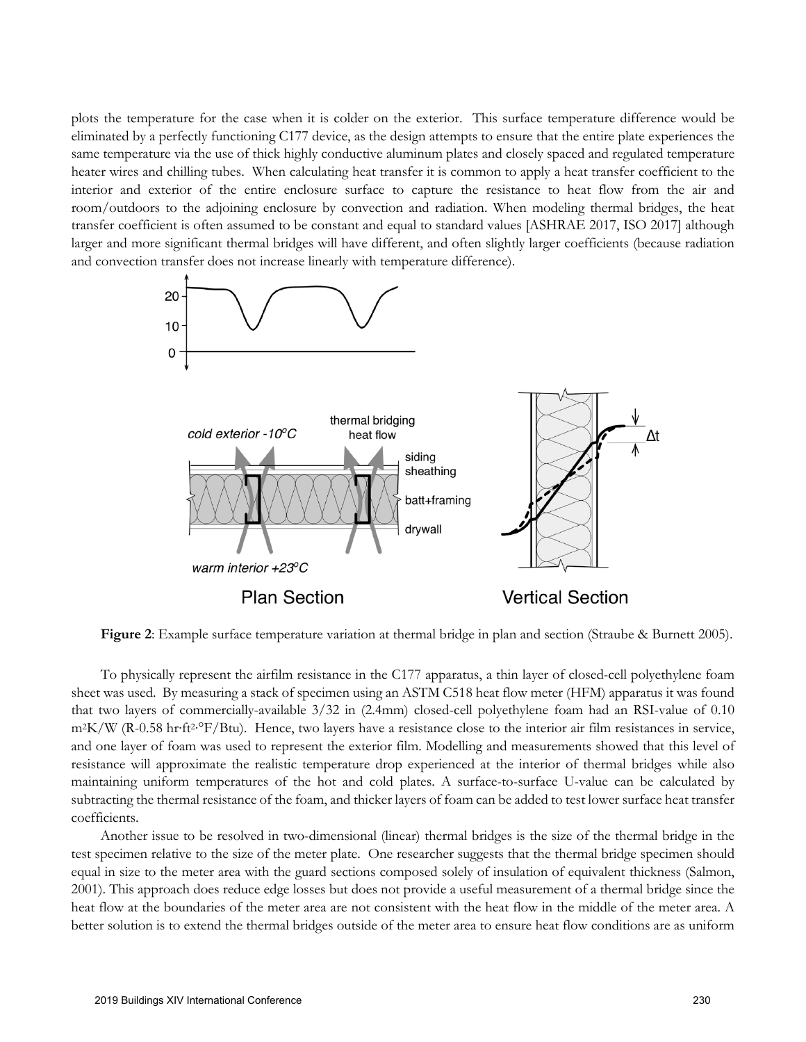plots the temperature for the case when it is colder on the exterior. This surface temperature difference would be eliminated by a perfectly functioning C177 device, as the design attempts to ensure that the entire plate experiences the same temperature via the use of thick highly conductive aluminum plates and closely spaced and regulated temperature heater wires and chilling tubes. When calculating heat transfer it is common to apply a heat transfer coefficient to the interior and exterior of the entire enclosure surface to capture the resistance to heat flow from the air and room/outdoors to the adjoining enclosure by convection and radiation. When modeling thermal bridges, the heat transfer coefficient is often assumed to be constant and equal to standard values [ASHRAE 2017, ISO 2017] although larger and more significant thermal bridges will have different, and often slightly larger coefficients (because radiation and convection transfer does not increase linearly with temperature difference).

**Figure 2**: Example surface temperature variation at thermal bridge in plan and section (Straube & Burnett 2005).

To physically represent the airfilm resistance in the C177 apparatus, a thin layer of closed-cell polyethylene foam sheet was used. By measuring a stack of specimen using an ASTM C518 heat flow meter (HFM) apparatus it was found that two layers of commercially-available 3/32 in (2.4mm) closed-cell polyethylene foam had an RSI-value of 0.10 $m^2K/W$ (R-0.58 hr·ft$^2$·°F/Btu). Hence, two layers have a resistance close to the interior air film resistances in service, and one layer of foam was used to represent the exterior film. Modelling and measurements showed that this level of resistance will approximate the realistic temperature drop experienced at the interior of thermal bridges while also maintaining uniform temperatures of the hot and cold plates. A surface-to-surface U-value can be calculated by subtracting the thermal resistance of the foam, and thicker layers of foam can be added to test lower surface heat transfer coefficients.

Another issue to be resolved in two-dimensional (linear) thermal bridges is the size of the thermal bridge in the test specimen relative to the size of the meter plate. One researcher suggests that the thermal bridge specimen should equal in size to the meter area with the guard sections composed solely of insulation of equivalent thickness (Salmon, 2001). This approach does reduce edge losses but does not provide a useful measurement of a thermal bridge since the heat flow at the boundaries of the meter area are not consistent with the heat flow in the middle of the meter area. A better solution is to extend the thermal bridges outside of the meter area to ensure heat flow conditions are as uniform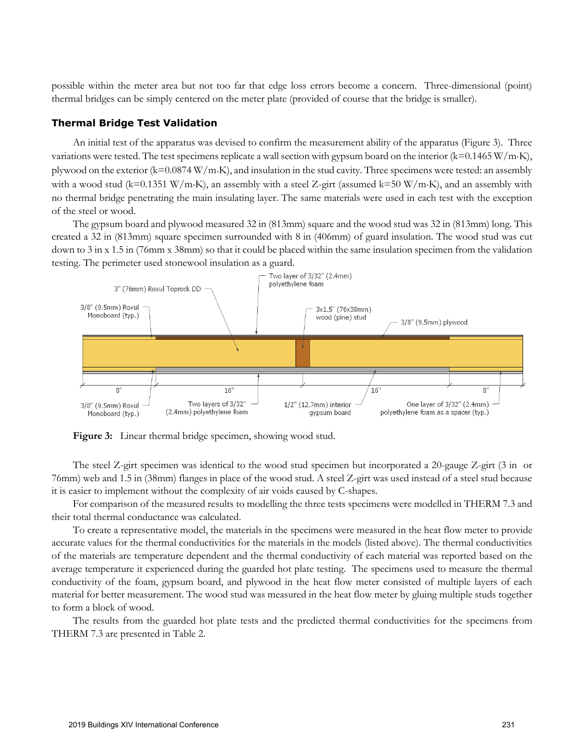possible within the meter area but not too far that edge loss errors become a concern. Three-dimensional (point) thermal bridges can be simply centered on the meter plate (provided of course that the bridge is smaller).

### Thermal Bridge Test Validation

An initial test of the apparatus was devised to confirm the measurement ability of the apparatus (Figure 3). Three variations were tested. The test specimens replicate a wall section with gypsum board on the interior (k=0.1465 W/m·K), plywood on the exterior (k=0.0874 W/m·K), and insulation in the stud cavity. Three specimens were tested: an assembly with a wood stud (k=0.1351 W/m·K), an assembly with a steel Z-girt (assumed k=50 W/m·K), and an assembly with no thermal bridge penetrating the main insulating layer. The same materials were used in each test with the exception of the steel or wood.

The gypsum board and plywood measured 32 in (813mm) square and the wood stud was 32 in (813mm) long. This created a 32 in (813mm) square specimen surrounded with 8 in (406mm) of guard insulation. The wood stud was cut down to 3 in x 1.5 in (76mm x 38mm) so that it could be placed within the same insulation specimen from the validation testing. The perimeter used stonewool insulation as a guard.

**Figure 3:** Linear thermal bridge specimen, showing wood stud.

The steel Z-girt specimen was identical to the wood stud specimen but incorporated a 20-gauge Z-girt (3 in or 76mm) web and 1.5 in (38mm) flanges in place of the wood stud. A steel Z-girt was used instead of a steel stud because it is easier to implement without the complexity of air voids caused by C-shapes.

For comparison of the measured results to modelling the three tests specimens were modelled in THERM 7.3 and their total thermal conductance was calculated.

To create a representative model, the materials in the specimens were measured in the heat flow meter to provide accurate values for the thermal conductivities for the materials in the models (listed above). The thermal conductivities of the materials are temperature dependent and the thermal conductivity of each material was reported based on the average temperature it experienced during the guarded hot plate testing. The specimens used to measure the thermal conductivity of the foam, gypsum board, and plywood in the heat flow meter consisted of multiple layers of each material for better measurement. The wood stud was measured in the heat flow meter by gluing multiple studs together to form a block of wood.

The results from the guarded hot plate tests and the predicted thermal conductivities for the specimens from THERM 7.3 are presented in Table 2.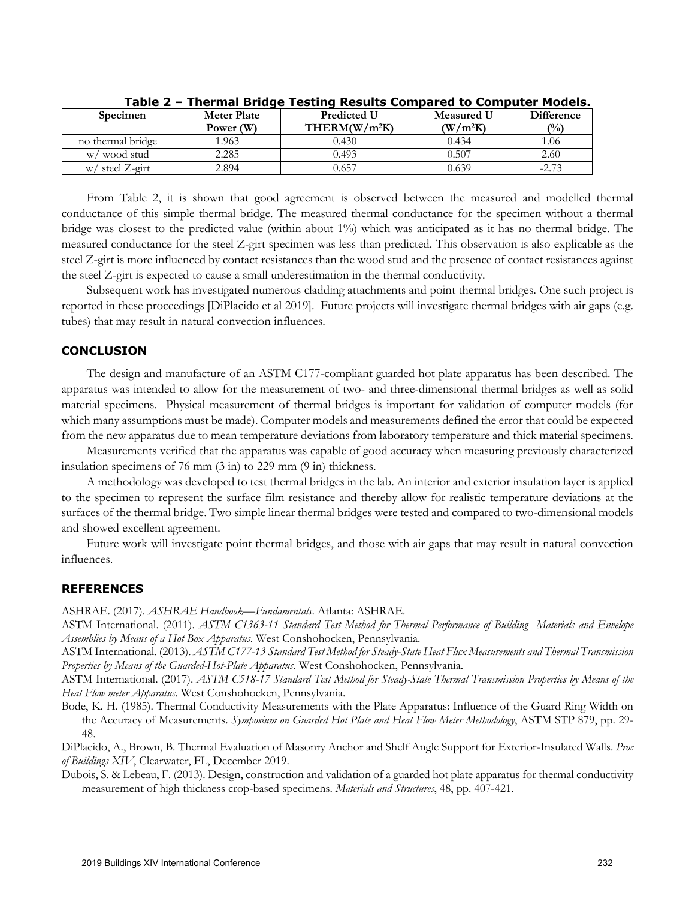**Table 2 – Thermal Bridge Testing Results Compared to Computer Models.**

| Specimen | Meter Plate Power (W) | Predicted U THERM($W/m^2K$) | Measured U ($W/m^2K$) | Difference (%) |
|---|---|---|---|---|
| no thermal bridge | 1.963 | 0.430 | 0.434 | 1.06 |
| w/ wood stud | 2.285 | 0.493 | 0.507 | 2.60 |
| w/ steel Z-girt | 2.894 | 0.657 | 0.639 | -2.73 |

From Table 2, it is shown that good agreement is observed between the measured and modelled thermal conductance of this simple thermal bridge. The measured thermal conductance for the specimen without a thermal bridge was closest to the predicted value (within about 1%) which was anticipated as it has no thermal bridge. The measured conductance for the steel Z-girt specimen was less than predicted. This observation is also explicable as the steel Z-girt is more influenced by contact resistances than the wood stud and the presence of contact resistances against the steel Z-girt is expected to cause a small underestimation in the thermal conductivity.

Subsequent work has investigated numerous cladding attachments and point thermal bridges. One such project is reported in these proceedings [DiPlacido et al 2019]. Future projects will investigate thermal bridges with air gaps (e.g. tubes) that may result in natural convection influences.

## CONCLUSION

The design and manufacture of an ASTM C177-compliant guarded hot plate apparatus has been described. The apparatus was intended to allow for the measurement of two- and three-dimensional thermal bridges as well as solid material specimens. Physical measurement of thermal bridges is important for validation of computer models (for which many assumptions must be made). Computer models and measurements defined the error that could be expected from the new apparatus due to mean temperature deviations from laboratory temperature and thick material specimens.

Measurements verified that the apparatus was capable of good accuracy when measuring previously characterized insulation specimens of 76 mm (3 in) to 229 mm (9 in) thickness.

A methodology was developed to test thermal bridges in the lab. An interior and exterior insulation layer is applied to the specimen to represent the surface film resistance and thereby allow for realistic temperature deviations at the surfaces of the thermal bridge. Two simple linear thermal bridges were tested and compared to two-dimensional models and showed excellent agreement.

Future work will investigate point thermal bridges, and those with air gaps that may result in natural convection influences.

## REFERENCES

ASHRAE. (2017). *ASHRAE Handbook—Fundamentals*. Atlanta: ASHRAE.

ASTM International. (2011). *ASTM C1363-11 Standard Test Method for Thermal Performance of Building Materials and Envelope Assemblies by Means of a Hot Box Apparatus*. West Conshohocken, Pennsylvania.

ASTM International. (2013). *ASTM C177-13 Standard Test Method for Steady-State Heat Flux Measurements and Thermal Transmission Properties by Means of the Guarded-Hot-Plate Apparatus.* West Conshohocken, Pennsylvania.

ASTM International. (2017). *ASTM C518-17 Standard Test Method for Steady-State Thermal Transmission Properties by Means of the Heat Flow meter Apparatus*. West Conshohocken, Pennsylvania.

Bode, K. H. (1985). Thermal Conductivity Measurements with the Plate Apparatus: Influence of the Guard Ring Width on the Accuracy of Measurements. *Symposium on Guarded Hot Plate and Heat Flow Meter Methodology*, ASTM STP 879, pp. 29-48.

DiPlacido, A., Brown, B. Thermal Evaluation of Masonry Anchor and Shelf Angle Support for Exterior-Insulated Walls. *Proc of Buildings XIV*, Clearwater, FL, December 2019.

Dubois, S. & Lebeau, F. (2013). Design, construction and validation of a guarded hot plate apparatus for thermal conductivity measurement of high thickness crop-based specimens. *Materials and Structures*, 48, pp. 407-421.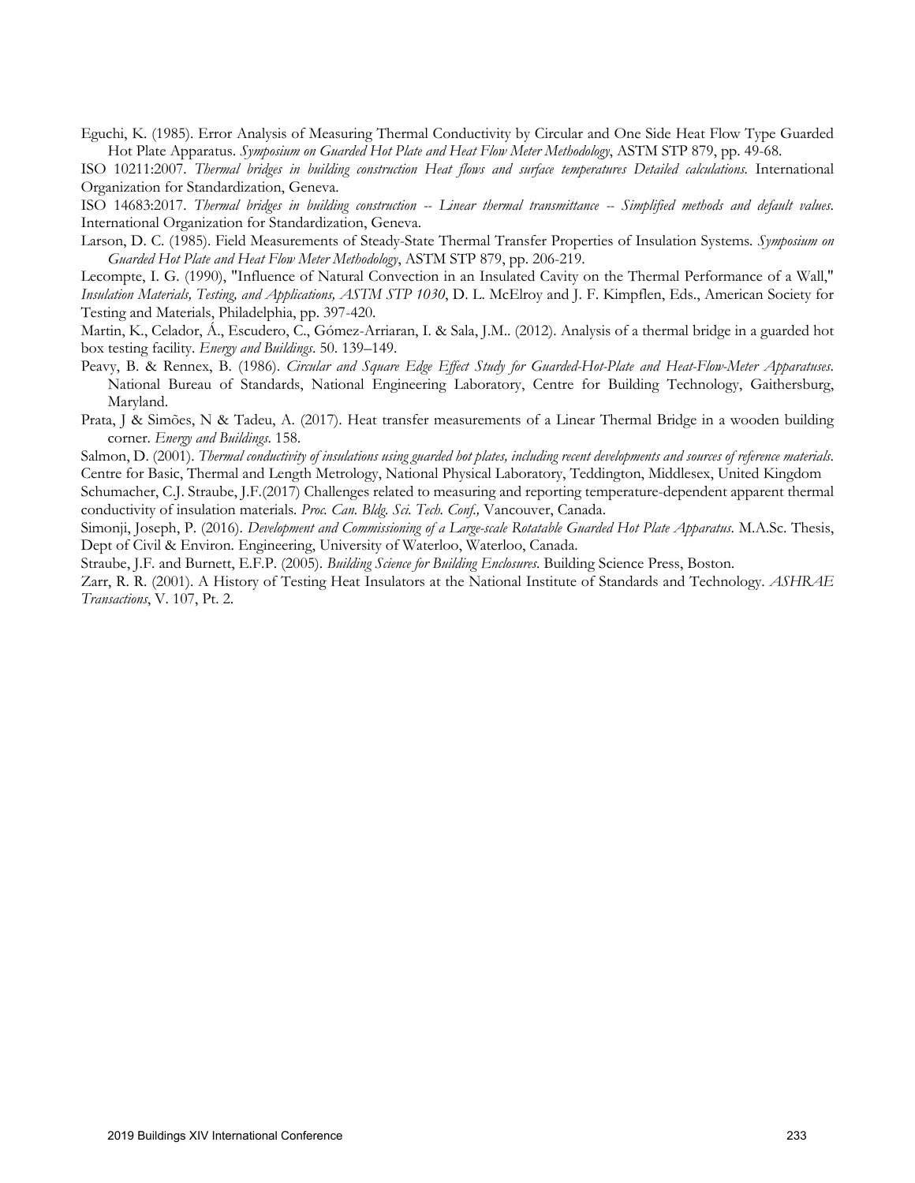Eguchi, K. (1985). Error Analysis of Measuring Thermal Conductivity by Circular and One Side Heat Flow Type Guarded Hot Plate Apparatus. *Symposium on Guarded Hot Plate and Heat Flow Meter Methodology*, ASTM STP 879, pp. 49-68.

ISO 10211:2007. *Thermal bridges in building construction Heat flows and surface temperatures Detailed calculations*. International Organization for Standardization, Geneva.

ISO 14683:2017. *Thermal bridges in building construction -- Linear thermal transmittance -- Simplified methods and default values*. International Organization for Standardization, Geneva.

Larson, D. C. (1985). Field Measurements of Steady-State Thermal Transfer Properties of Insulation Systems. *Symposium on Guarded Hot Plate and Heat Flow Meter Methodology*, ASTM STP 879, pp. 206-219.

Lecompte, I. G. (1990), "Influence of Natural Convection in an Insulated Cavity on the Thermal Performance of a Wall," *Insulation Materials, Testing, and Applications, ASTM STP 1030*, D. L. McElroy and J. F. Kimpflen, Eds., American Society for Testing and Materials, Philadelphia, pp. 397-420.

Martin, K., Celador, Á., Escudero, C., Gómez-Arriaran, I. & Sala, J.M.. (2012). Analysis of a thermal bridge in a guarded hot box testing facility. *Energy and Buildings*. 50. 139–149.

Peavy, B. & Rennex, B. (1986). *Circular and Square Edge Effect Study for Guarded-Hot-Plate and Heat-Flow-Meter Apparatuses*. National Bureau of Standards, National Engineering Laboratory, Centre for Building Technology, Gaithersburg, Maryland.

Prata, J & Simões, N & Tadeu, A. (2017). Heat transfer measurements of a Linear Thermal Bridge in a wooden building corner. *Energy and Buildings*. 158.

Salmon, D. (2001). *Thermal conductivity of insulations using guarded hot plates, including recent developments and sources of reference materials*. Centre for Basic, Thermal and Length Metrology, National Physical Laboratory, Teddington, Middlesex, United Kingdom

Schumacher, C.J. Straube, J.F.(2017) Challenges related to measuring and reporting temperature-dependent apparent thermal conductivity of insulation materials. *Proc. Can. Bldg. Sci. Tech. Conf.,* Vancouver, Canada.

Simonji, Joseph, P. (2016). *Development and Commissioning of a Large-scale Rotatable Guarded Hot Plate Apparatus*. M.A.Sc. Thesis, Dept of Civil & Environ. Engineering, University of Waterloo, Waterloo, Canada.

Straube, J.F. and Burnett, E.F.P. (2005). *Building Science for Building Enclosures*. Building Science Press, Boston.

Zarr, R. R. (2001). A History of Testing Heat Insulators at the National Institute of Standards and Technology. *ASHRAE Transactions*, V. 107, Pt. 2.